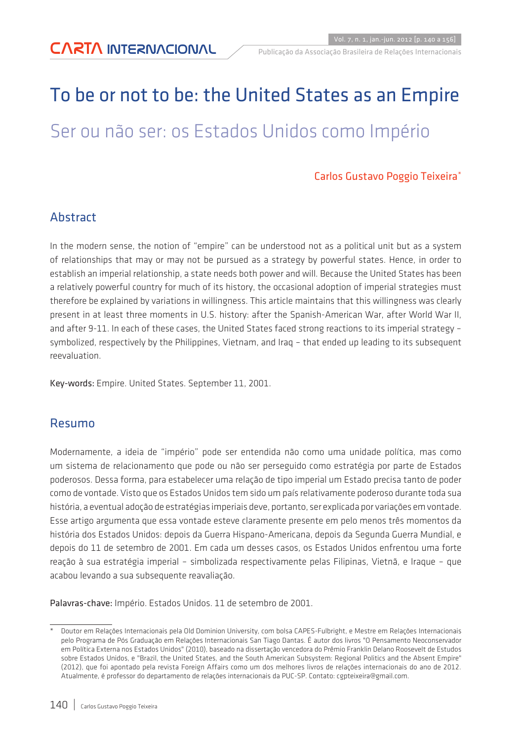# To be or not to be: the United States as an Empire

## Ser ou não ser: os Estados Unidos como Império

Carlos Gustavo Poggio Teixeira*

## Abstract

In the modern sense, the notion of "empire" can be understood not as a political unit but as a system of relationships that may or may not be pursued as a strategy by powerful states. Hence, in order to establish an imperial relationship, a state needs both power and will. Because the United States has been a relatively powerful country for much of its history, the occasional adoption of imperial strategies must therefore be explained by variations in willingness. This article maintains that this willingness was clearly present in at least three moments in U.S. history: after the Spanish-American War, after World War II, and after 9-11. In each of these cases, the United States faced strong reactions to its imperial strategy – symbolized, respectively by the Philippines, Vietnam, and Iraq – that ended up leading to its subsequent reevaluation.

**Key-words:** Empire. United States. September 11, 2001.

## Resumo

Modernamente, a ideia de "império" pode ser entendida não como uma unidade política, mas como um sistema de relacionamento que pode ou não ser perseguido como estratégia por parte de Estados poderosos. Dessa forma, para estabelecer uma relação de tipo imperial um Estado precisa tanto de poder como de vontade. Visto que os Estados Unidos tem sido um país relativamente poderoso durante toda sua história, a eventual adoção de estratégias imperiais deve, portanto, ser explicada por variações em vontade. Esse artigo argumenta que essa vontade esteve claramente presente em pelo menos três momentos da história dos Estados Unidos: depois da Guerra Hispano-Americana, depois da Segunda Guerra Mundial, e depois do 11 de setembro de 2001. Em cada um desses casos, os Estados Unidos enfrentou uma forte reação à sua estratégia imperial – simbolizada respectivamente pelas Filipinas, Vietnã, e Iraque – que acabou levando a sua subsequente reavaliação.

**Palavras-chave:** Império. Estados Unidos. 11 de setembro de 2001.

---

* Doutor em Relações Internacionais pela Old Dominion University, com bolsa CAPES-Fulbright, e Mestre em Relações Internacionais pelo Programa de Pós Graduação em Relações Internacionais San Tiago Dantas. É autor dos livros "O Pensamento Neoconservador em Política Externa nos Estados Unidos" (2010), baseado na dissertação vencedora do Prêmio Franklin Delano Roosevelt de Estudos sobre Estados Unidos, e "Brazil, the United States, and the South American Subsystem: Regional Politics and the Absent Empire" (2012), que foi apontado pela revista Foreign Affairs como um dos melhores livros de relações internacionais do ano de 2012. Atualmente, é professor do departamento de relações internacionais da PUC-SP. Contato: cgpteixeira@gmail.com.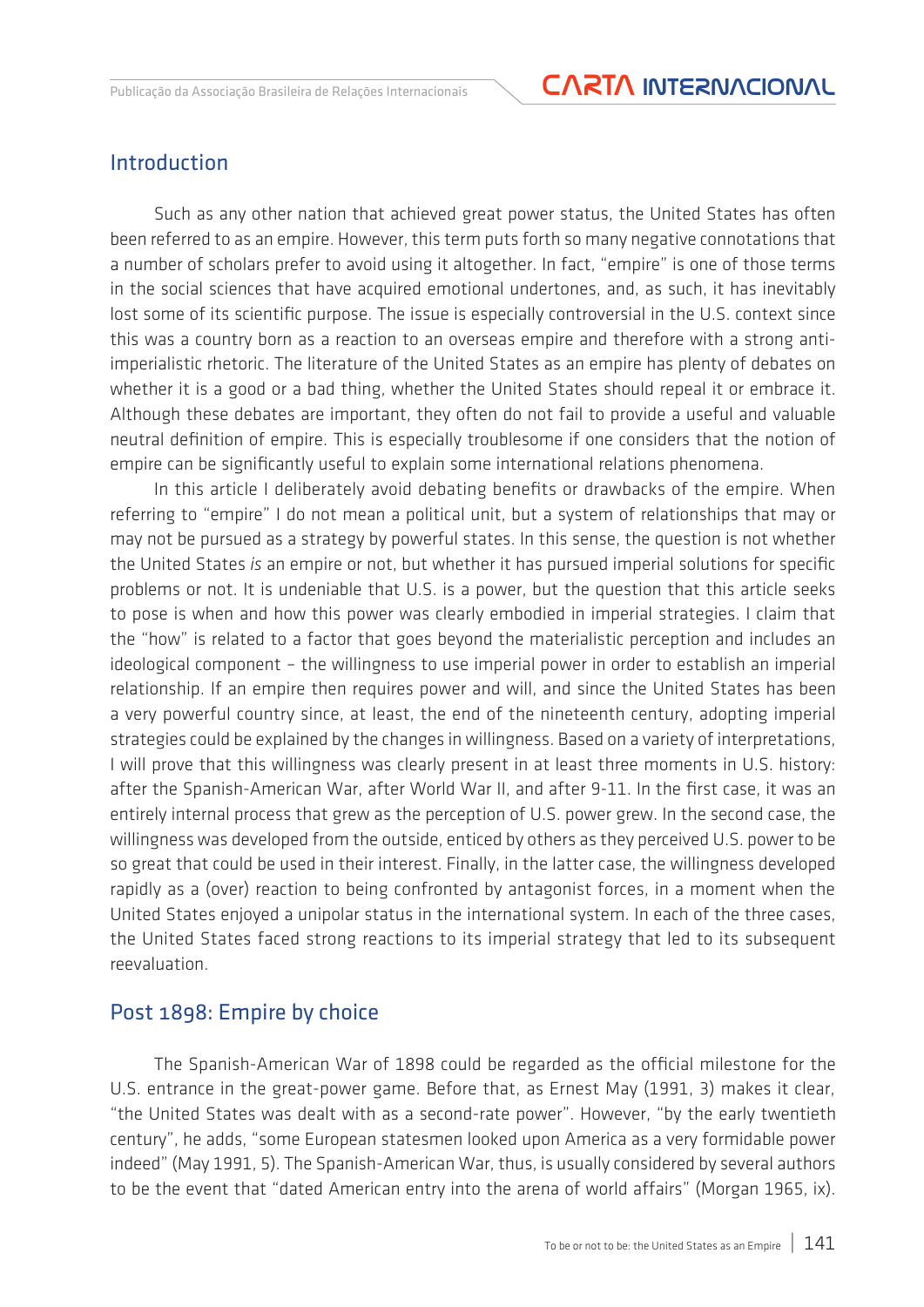## Introduction

Such as any other nation that achieved great power status, the United States has often been referred to as an empire. However, this term puts forth so many negative connotations that a number of scholars prefer to avoid using it altogether. In fact, "empire" is one of those terms in the social sciences that have acquired emotional undertones, and, as such, it has inevitably lost some of its scientific purpose. The issue is especially controversial in the U.S. context since this was a country born as a reaction to an overseas empire and therefore with a strong anti-imperialistic rhetoric. The literature of the United States as an empire has plenty of debates on whether it is a good or a bad thing, whether the United States should repeal it or embrace it. Although these debates are important, they often do not fail to provide a useful and valuable neutral definition of empire. This is especially troublesome if one considers that the notion of empire can be significantly useful to explain some international relations phenomena.

In this article I deliberately avoid debating benefits or drawbacks of the empire. When referring to "empire" I do not mean a political unit, but a system of relationships that may or may not be pursued as a strategy by powerful states. In this sense, the question is not whether the United States *is* an empire or not, but whether it has pursued imperial solutions for specific problems or not. It is undeniable that U.S. is a power, but the question that this article seeks to pose is when and how this power was clearly embodied in imperial strategies. I claim that the "how" is related to a factor that goes beyond the materialistic perception and includes an ideological component – the willingness to use imperial power in order to establish an imperial relationship. If an empire then requires power and will, and since the United States has been a very powerful country since, at least, the end of the nineteenth century, adopting imperial strategies could be explained by the changes in willingness. Based on a variety of interpretations, I will prove that this willingness was clearly present in at least three moments in U.S. history: after the Spanish-American War, after World War II, and after 9-11. In the first case, it was an entirely internal process that grew as the perception of U.S. power grew. In the second case, the willingness was developed from the outside, enticed by others as they perceived U.S. power to be so great that could be used in their interest. Finally, in the latter case, the willingness developed rapidly as a (over) reaction to being confronted by antagonist forces, in a moment when the United States enjoyed a unipolar status in the international system. In each of the three cases, the United States faced strong reactions to its imperial strategy that led to its subsequent reevaluation.

## Post 1898: Empire by choice

The Spanish-American War of 1898 could be regarded as the official milestone for the U.S. entrance in the great-power game. Before that, as Ernest May (1991, 3) makes it clear, "the United States was dealt with as a second-rate power". However, "by the early twentieth century", he adds, "some European statesmen looked upon America as a very formidable power indeed" (May 1991, 5). The Spanish-American War, thus, is usually considered by several authors to be the event that "dated American entry into the arena of world affairs" (Morgan 1965, ix).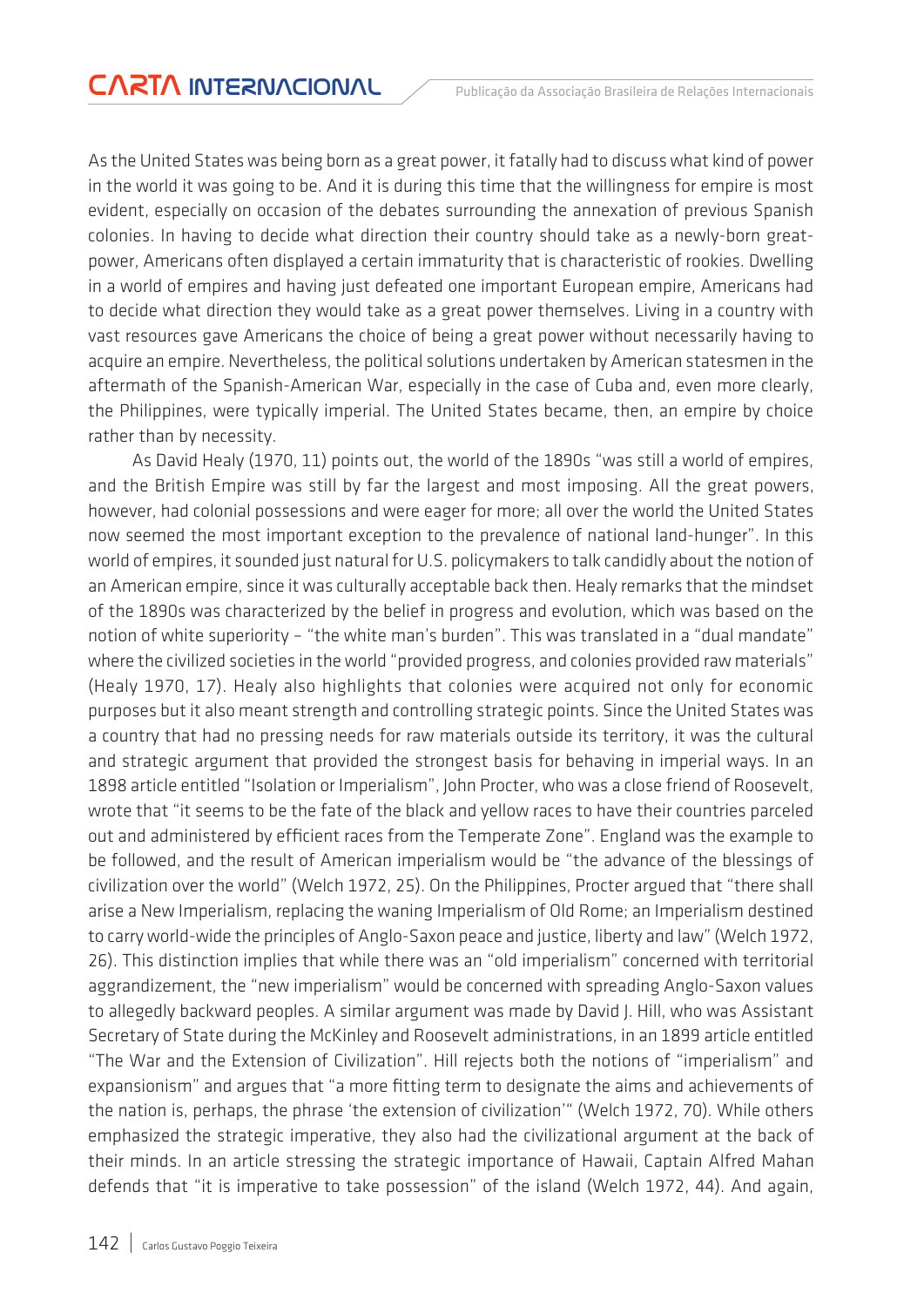As the United States was being born as a great power, it fatally had to discuss what kind of power in the world it was going to be. And it is during this time that the willingness for empire is most evident, especially on occasion of the debates surrounding the annexation of previous Spanish colonies. In having to decide what direction their country should take as a newly-born great-power, Americans often displayed a certain immaturity that is characteristic of rookies. Dwelling in a world of empires and having just defeated one important European empire, Americans had to decide what direction they would take as a great power themselves. Living in a country with vast resources gave Americans the choice of being a great power without necessarily having to acquire an empire. Nevertheless, the political solutions undertaken by American statesmen in the aftermath of the Spanish-American War, especially in the case of Cuba and, even more clearly, the Philippines, were typically imperial. The United States became, then, an empire by choice rather than by necessity.

As David Healy (1970, 11) points out, the world of the 1890s "was still a world of empires, and the British Empire was still by far the largest and most imposing. All the great powers, however, had colonial possessions and were eager for more; all over the world the United States now seemed the most important exception to the prevalence of national land-hunger". In this world of empires, it sounded just natural for U.S. policymakers to talk candidly about the notion of an American empire, since it was culturally acceptable back then. Healy remarks that the mindset of the 1890s was characterized by the belief in progress and evolution, which was based on the notion of white superiority – "the white man's burden". This was translated in a "dual mandate" where the civilized societies in the world "provided progress, and colonies provided raw materials" (Healy 1970, 17). Healy also highlights that colonies were acquired not only for economic purposes but it also meant strength and controlling strategic points. Since the United States was a country that had no pressing needs for raw materials outside its territory, it was the cultural and strategic argument that provided the strongest basis for behaving in imperial ways. In an 1898 article entitled "Isolation or Imperialism", John Procter, who was a close friend of Roosevelt, wrote that "it seems to be the fate of the black and yellow races to have their countries parceled out and administered by efficient races from the Temperate Zone". England was the example to be followed, and the result of American imperialism would be "the advance of the blessings of civilization over the world" (Welch 1972, 25). On the Philippines, Procter argued that "there shall arise a New Imperialism, replacing the waning Imperialism of Old Rome; an Imperialism destined to carry world-wide the principles of Anglo-Saxon peace and justice, liberty and law" (Welch 1972, 26). This distinction implies that while there was an "old imperialism" concerned with territorial aggrandizement, the "new imperialism" would be concerned with spreading Anglo-Saxon values to allegedly backward peoples. A similar argument was made by David J. Hill, who was Assistant Secretary of State during the McKinley and Roosevelt administrations, in an 1899 article entitled "The War and the Extension of Civilization". Hill rejects both the notions of "imperialism" and expansionism" and argues that "a more fitting term to designate the aims and achievements of the nation is, perhaps, the phrase 'the extension of civilization'" (Welch 1972, 70). While others emphasized the strategic imperative, they also had the civilizational argument at the back of their minds. In an article stressing the strategic importance of Hawaii, Captain Alfred Mahan defends that "it is imperative to take possession" of the island (Welch 1972, 44). And again,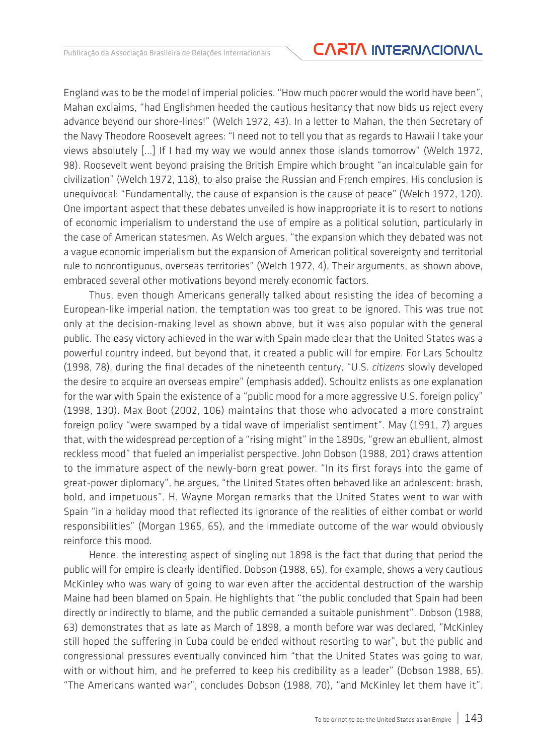England was to be the model of imperial policies. "How much poorer would the world have been", Mahan exclaims, "had Englishmen heeded the cautious hesitancy that now bids us reject every advance beyond our shore-lines!" (Welch 1972, 43). In a letter to Mahan, the then Secretary of the Navy Theodore Roosevelt agrees: "I need not to tell you that as regards to Hawaii I take your views absolutely [...] If I had my way we would annex those islands tomorrow" (Welch 1972, 98). Roosevelt went beyond praising the British Empire which brought "an incalculable gain for civilization" (Welch 1972, 118), to also praise the Russian and French empires. His conclusion is unequivocal: "Fundamentally, the cause of expansion is the cause of peace" (Welch 1972, 120). One important aspect that these debates unveiled is how inappropriate it is to resort to notions of economic imperialism to understand the use of empire as a political solution, particularly in the case of American statesmen. As Welch argues, "the expansion which they debated was not a vague economic imperialism but the expansion of American political sovereignty and territorial rule to noncontiguous, overseas territories" (Welch 1972, 4), Their arguments, as shown above, embraced several other motivations beyond merely economic factors.

Thus, even though Americans generally talked about resisting the idea of becoming a European-like imperial nation, the temptation was too great to be ignored. This was true not only at the decision-making level as shown above, but it was also popular with the general public. The easy victory achieved in the war with Spain made clear that the United States was a powerful country indeed, but beyond that, it created a public will for empire. For Lars Schoultz (1998, 78), during the final decades of the nineteenth century, "U.S. *citizens* slowly developed the desire to acquire an overseas empire" (emphasis added). Schoultz enlists as one explanation for the war with Spain the existence of a "public mood for a more aggressive U.S. foreign policy" (1998, 130). Max Boot (2002, 106) maintains that those who advocated a more constraint foreign policy "were swamped by a tidal wave of imperialist sentiment". May (1991, 7) argues that, with the widespread perception of a "rising might" in the 1890s, "grew an ebullient, almost reckless mood" that fueled an imperialist perspective. John Dobson (1988, 201) draws attention to the immature aspect of the newly-born great power. "In its first forays into the game of great-power diplomacy", he argues, "the United States often behaved like an adolescent: brash, bold, and impetuous". H. Wayne Morgan remarks that the United States went to war with Spain "in a holiday mood that reflected its ignorance of the realities of either combat or world responsibilities" (Morgan 1965, 65), and the immediate outcome of the war would obviously reinforce this mood.

Hence, the interesting aspect of singling out 1898 is the fact that during that period the public will for empire is clearly identified. Dobson (1988, 65), for example, shows a very cautious McKinley who was wary of going to war even after the accidental destruction of the warship Maine had been blamed on Spain. He highlights that "the public concluded that Spain had been directly or indirectly to blame, and the public demanded a suitable punishment". Dobson (1988, 63) demonstrates that as late as March of 1898, a month before war was declared, "McKinley still hoped the suffering in Cuba could be ended without resorting to war", but the public and congressional pressures eventually convinced him "that the United States was going to war, with or without him, and he preferred to keep his credibility as a leader" (Dobson 1988, 65). "The Americans wanted war", concludes Dobson (1988, 70), "and McKinley let them have it".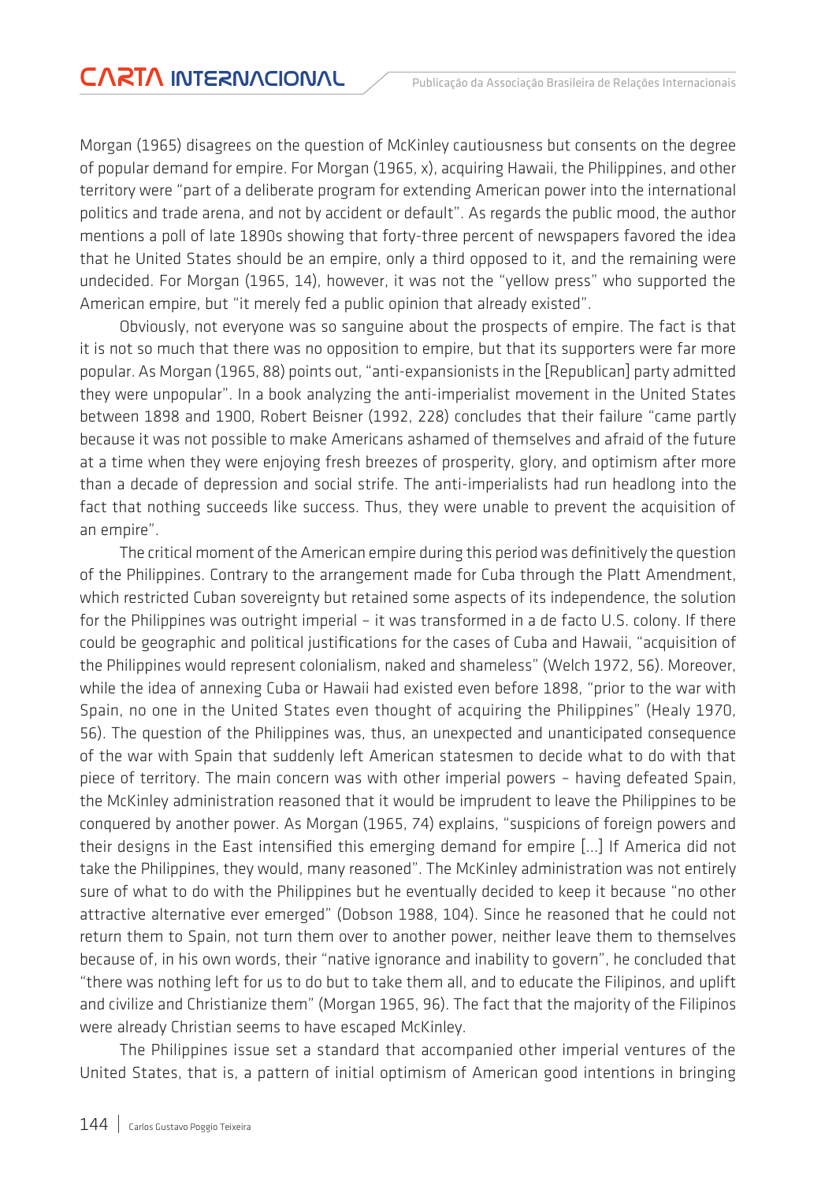Morgan (1965) disagrees on the question of McKinley cautiousness but consents on the degree of popular demand for empire. For Morgan (1965, x), acquiring Hawaii, the Philippines, and other territory were "part of a deliberate program for extending American power into the international politics and trade arena, and not by accident or default". As regards the public mood, the author mentions a poll of late 1890s showing that forty-three percent of newspapers favored the idea that he United States should be an empire, only a third opposed to it, and the remaining were undecided. For Morgan (1965, 14), however, it was not the "yellow press" who supported the American empire, but "it merely fed a public opinion that already existed".

Obviously, not everyone was so sanguine about the prospects of empire. The fact is that it is not so much that there was no opposition to empire, but that its supporters were far more popular. As Morgan (1965, 88) points out, "anti-expansionists in the [Republican] party admitted they were unpopular". In a book analyzing the anti-imperialist movement in the United States between 1898 and 1900, Robert Beisner (1992, 228) concludes that their failure "came partly because it was not possible to make Americans ashamed of themselves and afraid of the future at a time when they were enjoying fresh breezes of prosperity, glory, and optimism after more than a decade of depression and social strife. The anti-imperialists had run headlong into the fact that nothing succeeds like success. Thus, they were unable to prevent the acquisition of an empire".

The critical moment of the American empire during this period was definitively the question of the Philippines. Contrary to the arrangement made for Cuba through the Platt Amendment, which restricted Cuban sovereignty but retained some aspects of its independence, the solution for the Philippines was outright imperial – it was transformed in a de facto U.S. colony. If there could be geographic and political justifications for the cases of Cuba and Hawaii, "acquisition of the Philippines would represent colonialism, naked and shameless" (Welch 1972, 56). Moreover, while the idea of annexing Cuba or Hawaii had existed even before 1898, "prior to the war with Spain, no one in the United States even thought of acquiring the Philippines" (Healy 1970, 56). The question of the Philippines was, thus, an unexpected and unanticipated consequence of the war with Spain that suddenly left American statesmen to decide what to do with that piece of territory. The main concern was with other imperial powers – having defeated Spain, the McKinley administration reasoned that it would be imprudent to leave the Philippines to be conquered by another power. As Morgan (1965, 74) explains, "suspicions of foreign powers and their designs in the East intensified this emerging demand for empire [...] If America did not take the Philippines, they would, many reasoned". The McKinley administration was not entirely sure of what to do with the Philippines but he eventually decided to keep it because "no other attractive alternative ever emerged" (Dobson 1988, 104). Since he reasoned that he could not return them to Spain, not turn them over to another power, neither leave them to themselves because of, in his own words, their "native ignorance and inability to govern", he concluded that "there was nothing left for us to do but to take them all, and to educate the Filipinos, and uplift and civilize and Christianize them" (Morgan 1965, 96). The fact that the majority of the Filipinos were already Christian seems to have escaped McKinley.

The Philippines issue set a standard that accompanied other imperial ventures of the United States, that is, a pattern of initial optimism of American good intentions in bringing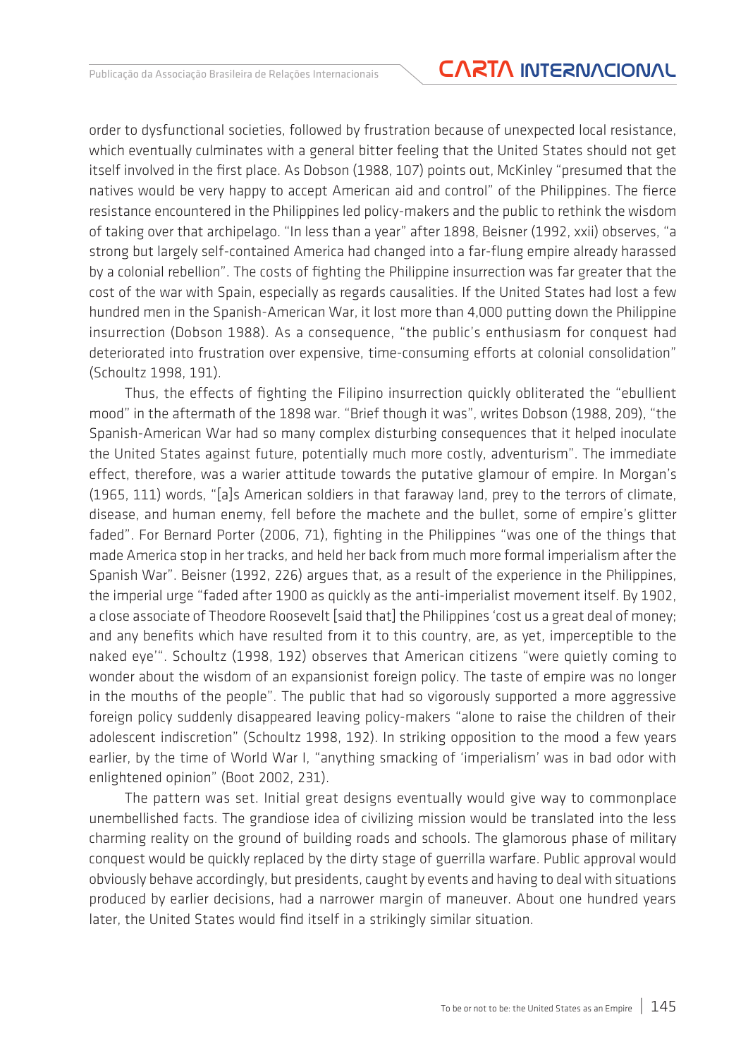order to dysfunctional societies, followed by frustration because of unexpected local resistance, which eventually culminates with a general bitter feeling that the United States should not get itself involved in the first place. As Dobson (1988, 107) points out, McKinley "presumed that the natives would be very happy to accept American aid and control" of the Philippines. The fierce resistance encountered in the Philippines led policy-makers and the public to rethink the wisdom of taking over that archipelago. "In less than a year" after 1898, Beisner (1992, xxii) observes, "a strong but largely self-contained America had changed into a far-flung empire already harassed by a colonial rebellion". The costs of fighting the Philippine insurrection was far greater that the cost of the war with Spain, especially as regards causalities. If the United States had lost a few hundred men in the Spanish-American War, it lost more than 4,000 putting down the Philippine insurrection (Dobson 1988). As a consequence, "the public's enthusiasm for conquest had deteriorated into frustration over expensive, time-consuming efforts at colonial consolidation" (Schoultz 1998, 191).

Thus, the effects of fighting the Filipino insurrection quickly obliterated the "ebullient mood" in the aftermath of the 1898 war. "Brief though it was", writes Dobson (1988, 209), "the Spanish-American War had so many complex disturbing consequences that it helped inoculate the United States against future, potentially much more costly, adventurism". The immediate effect, therefore, was a warier attitude towards the putative glamour of empire. In Morgan's (1965, 111) words, "[a]s American soldiers in that faraway land, prey to the terrors of climate, disease, and human enemy, fell before the machete and the bullet, some of empire's glitter faded". For Bernard Porter (2006, 71), fighting in the Philippines "was one of the things that made America stop in her tracks, and held her back from much more formal imperialism after the Spanish War". Beisner (1992, 226) argues that, as a result of the experience in the Philippines, the imperial urge "faded after 1900 as quickly as the anti-imperialist movement itself. By 1902, a close associate of Theodore Roosevelt [said that] the Philippines 'cost us a great deal of money; and any benefits which have resulted from it to this country, are, as yet, imperceptible to the naked eye'". Schoultz (1998, 192) observes that American citizens "were quietly coming to wonder about the wisdom of an expansionist foreign policy. The taste of empire was no longer in the mouths of the people". The public that had so vigorously supported a more aggressive foreign policy suddenly disappeared leaving policy-makers "alone to raise the children of their adolescent indiscretion" (Schoultz 1998, 192). In striking opposition to the mood a few years earlier, by the time of World War I, "anything smacking of 'imperialism' was in bad odor with enlightened opinion" (Boot 2002, 231).

The pattern was set. Initial great designs eventually would give way to commonplace unembellished facts. The grandiose idea of civilizing mission would be translated into the less charming reality on the ground of building roads and schools. The glamorous phase of military conquest would be quickly replaced by the dirty stage of guerrilla warfare. Public approval would obviously behave accordingly, but presidents, caught by events and having to deal with situations produced by earlier decisions, had a narrower margin of maneuver. About one hundred years later, the United States would find itself in a strikingly similar situation.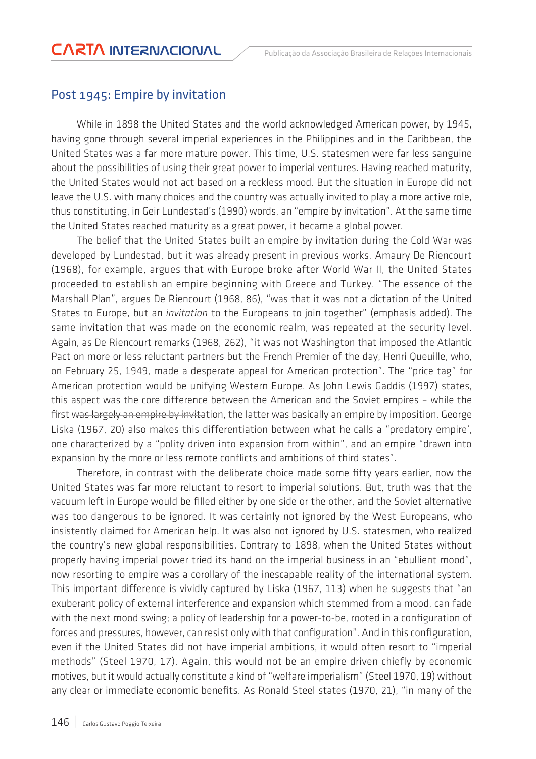## Post 1945: Empire by invitation

While in 1898 the United States and the world acknowledged American power, by 1945, having gone through several imperial experiences in the Philippines and in the Caribbean, the United States was a far more mature power. This time, U.S. statesmen were far less sanguine about the possibilities of using their great power to imperial ventures. Having reached maturity, the United States would not act based on a reckless mood. But the situation in Europe did not leave the U.S. with many choices and the country was actually invited to play a more active role, thus constituting, in Geir Lundestad's (1990) words, an "empire by invitation". At the same time the United States reached maturity as a great power, it became a global power.

The belief that the United States built an empire by invitation during the Cold War was developed by Lundestad, but it was already present in previous works. Amaury De Riencourt (1968), for example, argues that with Europe broke after World War II, the United States proceeded to establish an empire beginning with Greece and Turkey. "The essence of the Marshall Plan", argues De Riencourt (1968, 86), "was that it was not a dictation of the United States to Europe, but an *invitation* to the Europeans to join together" (emphasis added). The same invitation that was made on the economic realm, was repeated at the security level. Again, as De Riencourt remarks (1968, 262), "it was not Washington that imposed the Atlantic Pact on more or less reluctant partners but the French Premier of the day, Henri Queuille, who, on February 25, 1949, made a desperate appeal for American protection". The "price tag" for American protection would be unifying Western Europe. As John Lewis Gaddis (1997) states, this aspect was the core difference between the American and the Soviet empires – while the first was largely an empire by invitation, the latter was basically an empire by imposition. George Liska (1967, 20) also makes this differentiation between what he calls a "predatory empire', one characterized by a "polity driven into expansion from within", and an empire "drawn into expansion by the more or less remote conflicts and ambitions of third states".

Therefore, in contrast with the deliberate choice made some fifty years earlier, now the United States was far more reluctant to resort to imperial solutions. But, truth was that the vacuum left in Europe would be filled either by one side or the other, and the Soviet alternative was too dangerous to be ignored. It was certainly not ignored by the West Europeans, who insistently claimed for American help. It was also not ignored by U.S. statesmen, who realized the country's new global responsibilities. Contrary to 1898, when the United States without properly having imperial power tried its hand on the imperial business in an "ebullient mood", now resorting to empire was a corollary of the inescapable reality of the international system. This important difference is vividly captured by Liska (1967, 113) when he suggests that "an exuberant policy of external interference and expansion which stemmed from a mood, can fade with the next mood swing; a policy of leadership for a power-to-be, rooted in a configuration of forces and pressures, however, can resist only with that configuration". And in this configuration, even if the United States did not have imperial ambitions, it would often resort to "imperial methods" (Steel 1970, 17). Again, this would not be an empire driven chiefly by economic motives, but it would actually constitute a kind of "welfare imperialism" (Steel 1970, 19) without any clear or immediate economic benefits. As Ronald Steel states (1970, 21), "in many of the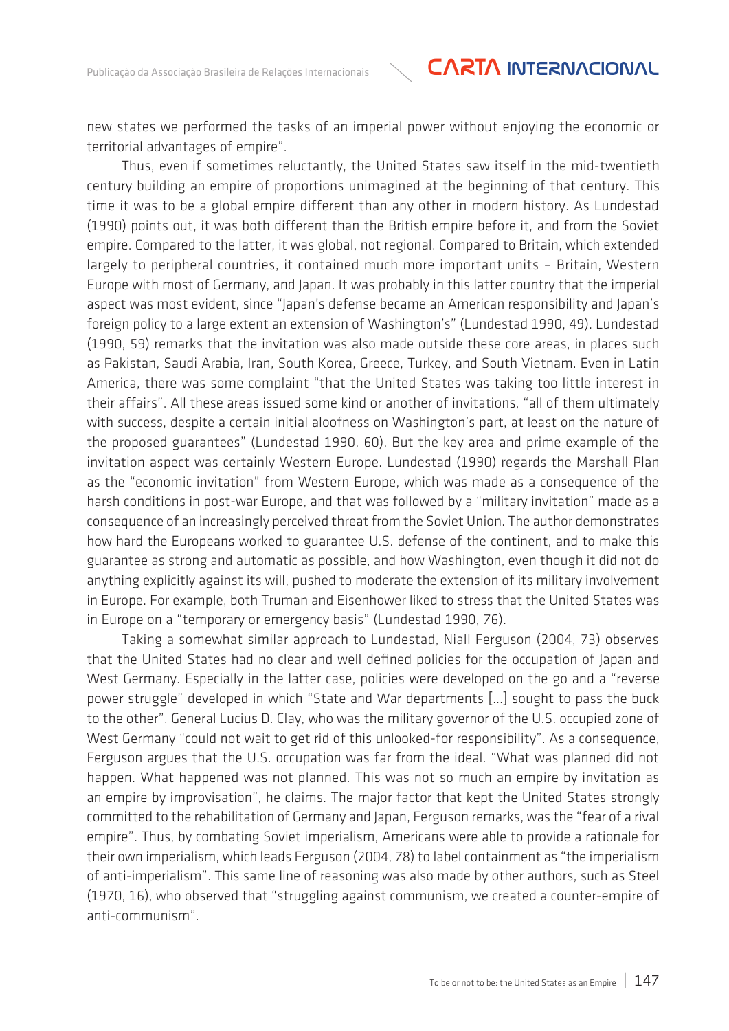new states we performed the tasks of an imperial power without enjoying the economic or territorial advantages of empire".

Thus, even if sometimes reluctantly, the United States saw itself in the mid-twentieth century building an empire of proportions unimagined at the beginning of that century. This time it was to be a global empire different than any other in modern history. As Lundestad (1990) points out, it was both different than the British empire before it, and from the Soviet empire. Compared to the latter, it was global, not regional. Compared to Britain, which extended largely to peripheral countries, it contained much more important units – Britain, Western Europe with most of Germany, and Japan. It was probably in this latter country that the imperial aspect was most evident, since "Japan's defense became an American responsibility and Japan's foreign policy to a large extent an extension of Washington's" (Lundestad 1990, 49). Lundestad (1990, 59) remarks that the invitation was also made outside these core areas, in places such as Pakistan, Saudi Arabia, Iran, South Korea, Greece, Turkey, and South Vietnam. Even in Latin America, there was some complaint "that the United States was taking too little interest in their affairs". All these areas issued some kind or another of invitations, "all of them ultimately with success, despite a certain initial aloofness on Washington's part, at least on the nature of the proposed guarantees" (Lundestad 1990, 60). But the key area and prime example of the invitation aspect was certainly Western Europe. Lundestad (1990) regards the Marshall Plan as the "economic invitation" from Western Europe, which was made as a consequence of the harsh conditions in post-war Europe, and that was followed by a "military invitation" made as a consequence of an increasingly perceived threat from the Soviet Union. The author demonstrates how hard the Europeans worked to guarantee U.S. defense of the continent, and to make this guarantee as strong and automatic as possible, and how Washington, even though it did not do anything explicitly against its will, pushed to moderate the extension of its military involvement in Europe. For example, both Truman and Eisenhower liked to stress that the United States was in Europe on a "temporary or emergency basis" (Lundestad 1990, 76).

Taking a somewhat similar approach to Lundestad, Niall Ferguson (2004, 73) observes that the United States had no clear and well defined policies for the occupation of Japan and West Germany. Especially in the latter case, policies were developed on the go and a "reverse power struggle" developed in which "State and War departments [...] sought to pass the buck to the other". General Lucius D. Clay, who was the military governor of the U.S. occupied zone of West Germany "could not wait to get rid of this unlooked-for responsibility". As a consequence, Ferguson argues that the U.S. occupation was far from the ideal. "What was planned did not happen. What happened was not planned. This was not so much an empire by invitation as an empire by improvisation", he claims. The major factor that kept the United States strongly committed to the rehabilitation of Germany and Japan, Ferguson remarks, was the "fear of a rival empire". Thus, by combating Soviet imperialism, Americans were able to provide a rationale for their own imperialism, which leads Ferguson (2004, 78) to label containment as "the imperialism of anti-imperialism". This same line of reasoning was also made by other authors, such as Steel (1970, 16), who observed that "struggling against communism, we created a counter-empire of anti-communism".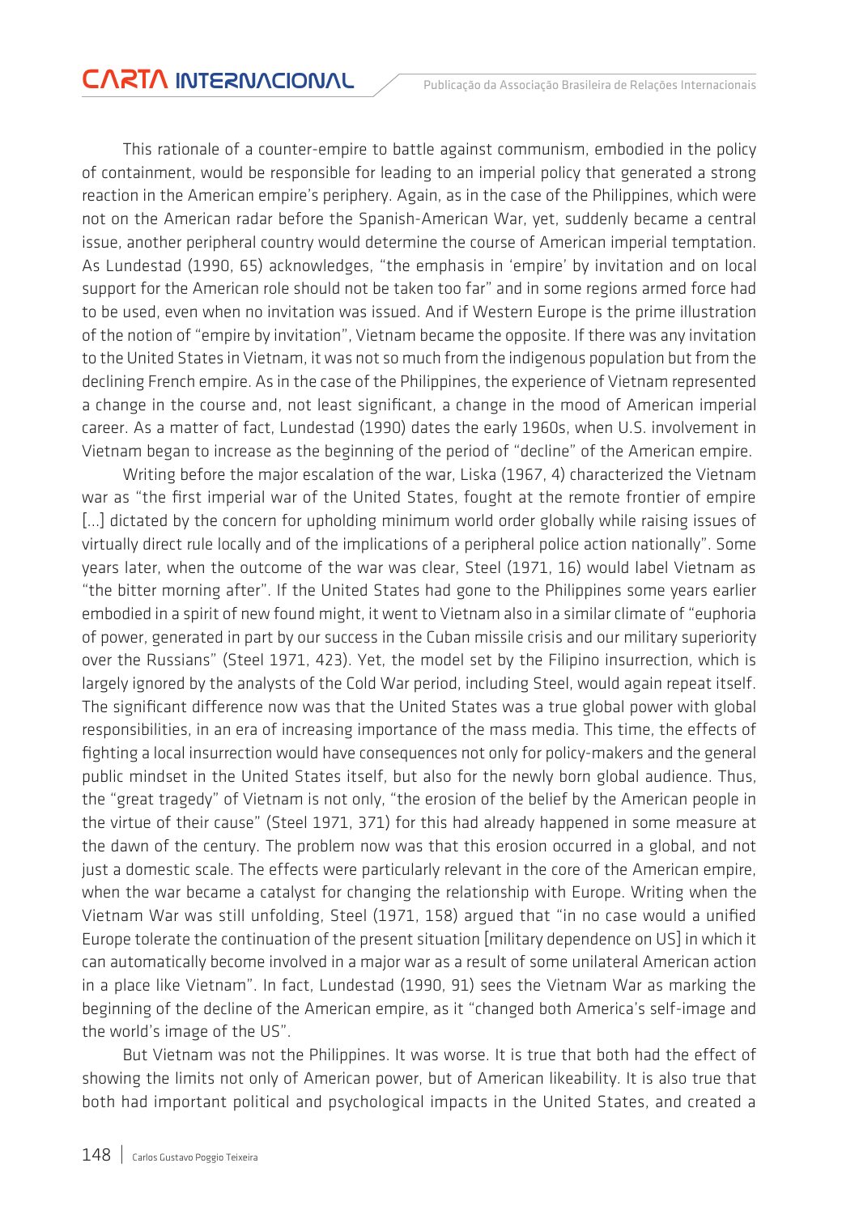This rationale of a counter-empire to battle against communism, embodied in the policy of containment, would be responsible for leading to an imperial policy that generated a strong reaction in the American empire's periphery. Again, as in the case of the Philippines, which were not on the American radar before the Spanish-American War, yet, suddenly became a central issue, another peripheral country would determine the course of American imperial temptation. As Lundestad (1990, 65) acknowledges, "the emphasis in 'empire' by invitation and on local support for the American role should not be taken too far" and in some regions armed force had to be used, even when no invitation was issued. And if Western Europe is the prime illustration of the notion of "empire by invitation", Vietnam became the opposite. If there was any invitation to the United States in Vietnam, it was not so much from the indigenous population but from the declining French empire. As in the case of the Philippines, the experience of Vietnam represented a change in the course and, not least significant, a change in the mood of American imperial career. As a matter of fact, Lundestad (1990) dates the early 1960s, when U.S. involvement in Vietnam began to increase as the beginning of the period of "decline" of the American empire.

Writing before the major escalation of the war, Liska (1967, 4) characterized the Vietnam war as "the first imperial war of the United States, fought at the remote frontier of empire [...] dictated by the concern for upholding minimum world order globally while raising issues of virtually direct rule locally and of the implications of a peripheral police action nationally". Some years later, when the outcome of the war was clear, Steel (1971, 16) would label Vietnam as "the bitter morning after". If the United States had gone to the Philippines some years earlier embodied in a spirit of new found might, it went to Vietnam also in a similar climate of "euphoria of power, generated in part by our success in the Cuban missile crisis and our military superiority over the Russians" (Steel 1971, 423). Yet, the model set by the Filipino insurrection, which is largely ignored by the analysts of the Cold War period, including Steel, would again repeat itself. The significant difference now was that the United States was a true global power with global responsibilities, in an era of increasing importance of the mass media. This time, the effects of fighting a local insurrection would have consequences not only for policy-makers and the general public mindset in the United States itself, but also for the newly born global audience. Thus, the "great tragedy" of Vietnam is not only, "the erosion of the belief by the American people in the virtue of their cause" (Steel 1971, 371) for this had already happened in some measure at the dawn of the century. The problem now was that this erosion occurred in a global, and not just a domestic scale. The effects were particularly relevant in the core of the American empire, when the war became a catalyst for changing the relationship with Europe. Writing when the Vietnam War was still unfolding, Steel (1971, 158) argued that "in no case would a unified Europe tolerate the continuation of the present situation [military dependence on US] in which it can automatically become involved in a major war as a result of some unilateral American action in a place like Vietnam". In fact, Lundestad (1990, 91) sees the Vietnam War as marking the beginning of the decline of the American empire, as it "changed both America's self-image and the world's image of the US".

But Vietnam was not the Philippines. It was worse. It is true that both had the effect of showing the limits not only of American power, but of American likeability. It is also true that both had important political and psychological impacts in the United States, and created a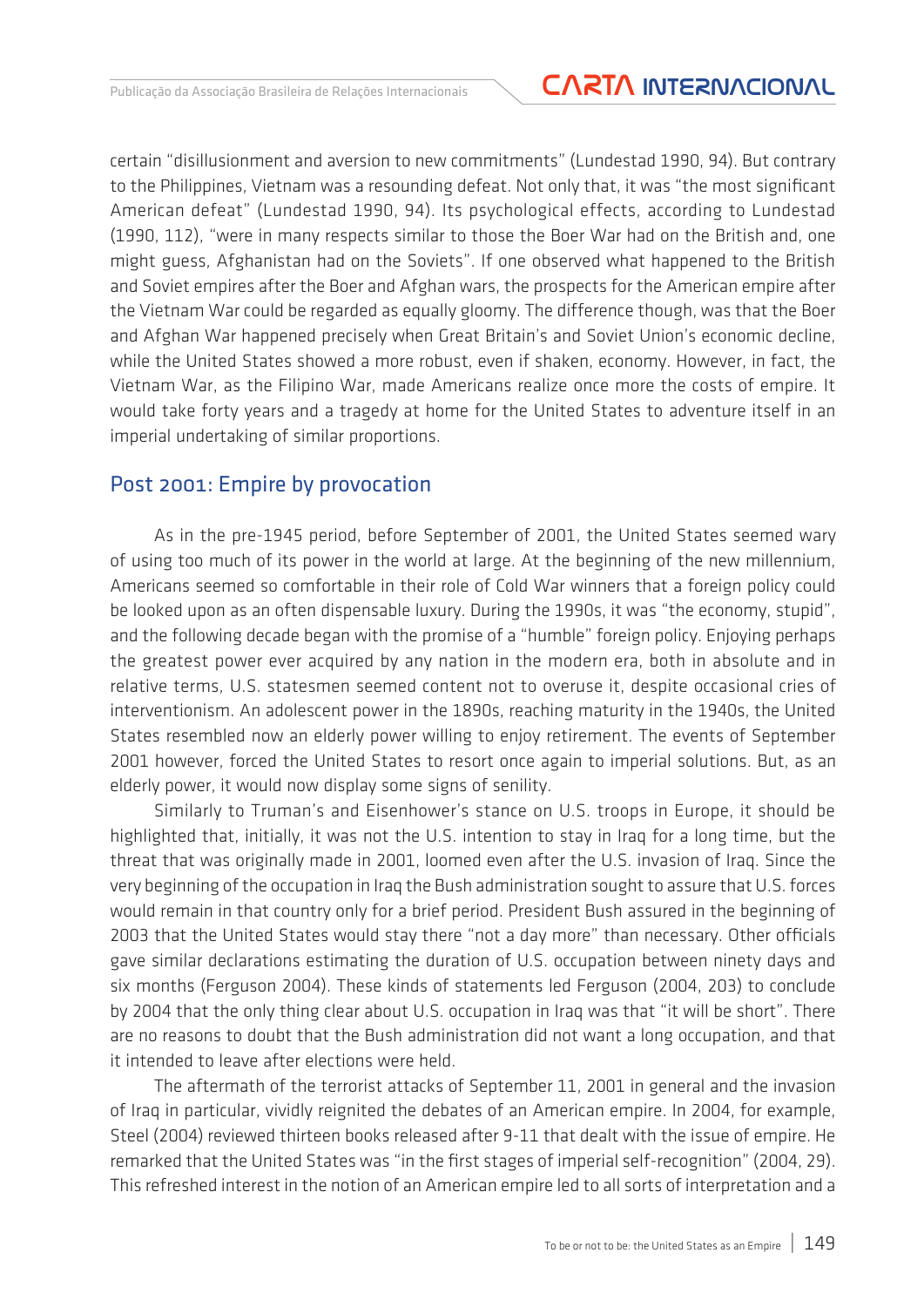certain "disillusionment and aversion to new commitments" (Lundestad 1990, 94). But contrary to the Philippines, Vietnam was a resounding defeat. Not only that, it was "the most significant American defeat" (Lundestad 1990, 94). Its psychological effects, according to Lundestad (1990, 112), "were in many respects similar to those the Boer War had on the British and, one might guess, Afghanistan had on the Soviets". If one observed what happened to the British and Soviet empires after the Boer and Afghan wars, the prospects for the American empire after the Vietnam War could be regarded as equally gloomy. The difference though, was that the Boer and Afghan War happened precisely when Great Britain's and Soviet Union's economic decline, while the United States showed a more robust, even if shaken, economy. However, in fact, the Vietnam War, as the Filipino War, made Americans realize once more the costs of empire. It would take forty years and a tragedy at home for the United States to adventure itself in an imperial undertaking of similar proportions.

## Post 2001: Empire by provocation

As in the pre-1945 period, before September of 2001, the United States seemed wary of using too much of its power in the world at large. At the beginning of the new millennium, Americans seemed so comfortable in their role of Cold War winners that a foreign policy could be looked upon as an often dispensable luxury. During the 1990s, it was "the economy, stupid", and the following decade began with the promise of a "humble" foreign policy. Enjoying perhaps the greatest power ever acquired by any nation in the modern era, both in absolute and in relative terms, U.S. statesmen seemed content not to overuse it, despite occasional cries of interventionism. An adolescent power in the 1890s, reaching maturity in the 1940s, the United States resembled now an elderly power willing to enjoy retirement. The events of September 2001 however, forced the United States to resort once again to imperial solutions. But, as an elderly power, it would now display some signs of senility.

Similarly to Truman's and Eisenhower's stance on U.S. troops in Europe, it should be highlighted that, initially, it was not the U.S. intention to stay in Iraq for a long time, but the threat that was originally made in 2001, loomed even after the U.S. invasion of Iraq. Since the very beginning of the occupation in Iraq the Bush administration sought to assure that U.S. forces would remain in that country only for a brief period. President Bush assured in the beginning of 2003 that the United States would stay there "not a day more" than necessary. Other officials gave similar declarations estimating the duration of U.S. occupation between ninety days and six months (Ferguson 2004). These kinds of statements led Ferguson (2004, 203) to conclude by 2004 that the only thing clear about U.S. occupation in Iraq was that "it will be short". There are no reasons to doubt that the Bush administration did not want a long occupation, and that it intended to leave after elections were held.

The aftermath of the terrorist attacks of September 11, 2001 in general and the invasion of Iraq in particular, vividly reignited the debates of an American empire. In 2004, for example, Steel (2004) reviewed thirteen books released after 9-11 that dealt with the issue of empire. He remarked that the United States was "in the first stages of imperial self-recognition" (2004, 29). This refreshed interest in the notion of an American empire led to all sorts of interpretation and a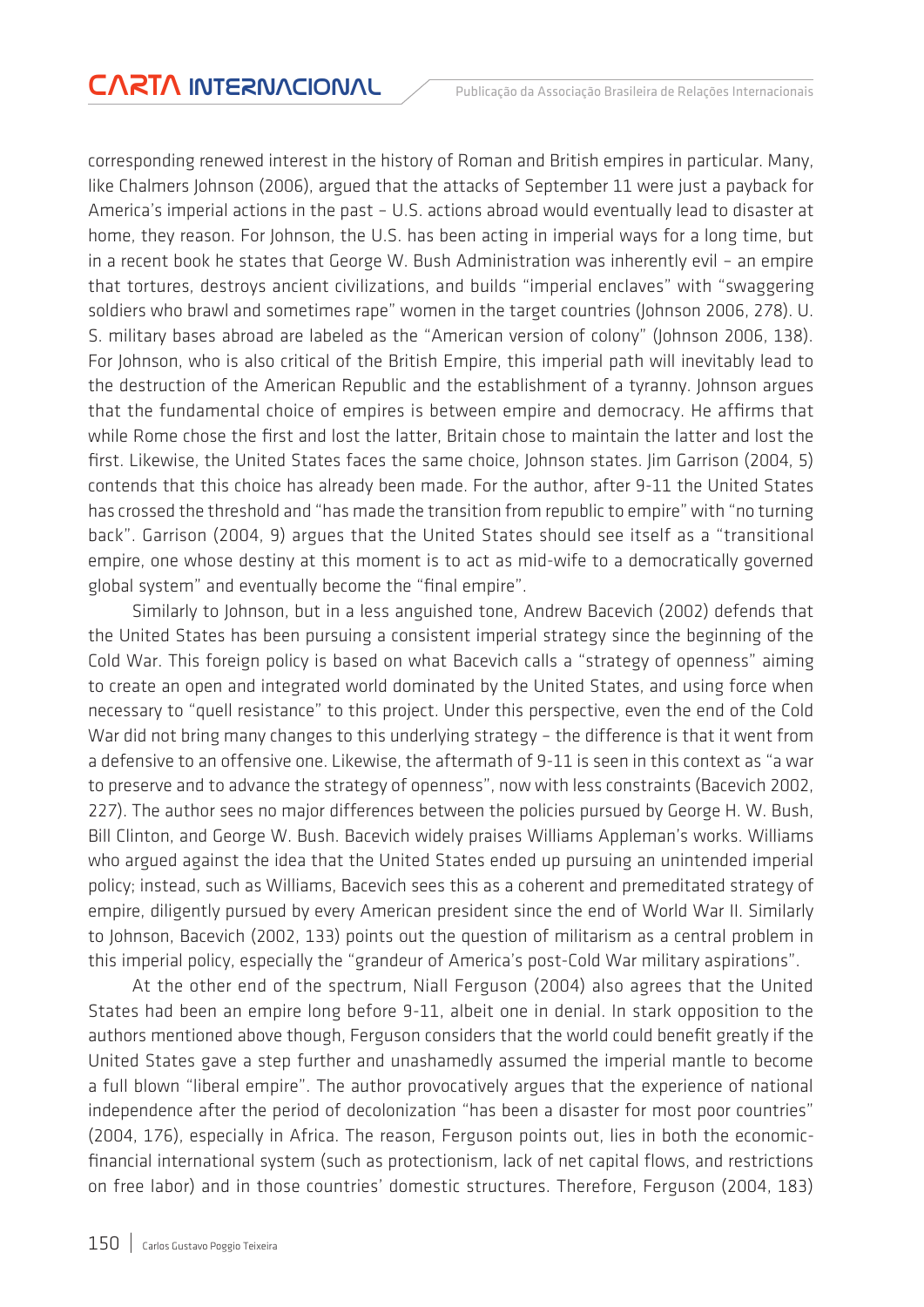corresponding renewed interest in the history of Roman and British empires in particular. Many, like Chalmers Johnson (2006), argued that the attacks of September 11 were just a payback for America's imperial actions in the past – U.S. actions abroad would eventually lead to disaster at home, they reason. For Johnson, the U.S. has been acting in imperial ways for a long time, but in a recent book he states that George W. Bush Administration was inherently evil – an empire that tortures, destroys ancient civilizations, and builds "imperial enclaves" with "swaggering soldiers who brawl and sometimes rape" women in the target countries (Johnson 2006, 278). U. S. military bases abroad are labeled as the "American version of colony" (Johnson 2006, 138). For Johnson, who is also critical of the British Empire, this imperial path will inevitably lead to the destruction of the American Republic and the establishment of a tyranny. Johnson argues that the fundamental choice of empires is between empire and democracy. He affirms that while Rome chose the first and lost the latter, Britain chose to maintain the latter and lost the first. Likewise, the United States faces the same choice, Johnson states. Jim Garrison (2004, 5) contends that this choice has already been made. For the author, after 9-11 the United States has crossed the threshold and "has made the transition from republic to empire" with "no turning back". Garrison (2004, 9) argues that the United States should see itself as a "transitional empire, one whose destiny at this moment is to act as mid-wife to a democratically governed global system" and eventually become the "final empire".

Similarly to Johnson, but in a less anguished tone, Andrew Bacevich (2002) defends that the United States has been pursuing a consistent imperial strategy since the beginning of the Cold War. This foreign policy is based on what Bacevich calls a "strategy of openness" aiming to create an open and integrated world dominated by the United States, and using force when necessary to "quell resistance" to this project. Under this perspective, even the end of the Cold War did not bring many changes to this underlying strategy – the difference is that it went from a defensive to an offensive one. Likewise, the aftermath of 9-11 is seen in this context as "a war to preserve and to advance the strategy of openness", now with less constraints (Bacevich 2002, 227). The author sees no major differences between the policies pursued by George H. W. Bush, Bill Clinton, and George W. Bush. Bacevich widely praises Williams Appleman's works. Williams who argued against the idea that the United States ended up pursuing an unintended imperial policy; instead, such as Williams, Bacevich sees this as a coherent and premeditated strategy of empire, diligently pursued by every American president since the end of World War II. Similarly to Johnson, Bacevich (2002, 133) points out the question of militarism as a central problem in this imperial policy, especially the "grandeur of America's post-Cold War military aspirations".

At the other end of the spectrum, Niall Ferguson (2004) also agrees that the United States had been an empire long before 9-11, albeit one in denial. In stark opposition to the authors mentioned above though, Ferguson considers that the world could benefit greatly if the United States gave a step further and unashamedly assumed the imperial mantle to become a full blown "liberal empire". The author provocatively argues that the experience of national independence after the period of decolonization "has been a disaster for most poor countries" (2004, 176), especially in Africa. The reason, Ferguson points out, lies in both the economic-financial international system (such as protectionism, lack of net capital flows, and restrictions on free labor) and in those countries' domestic structures. Therefore, Ferguson (2004, 183)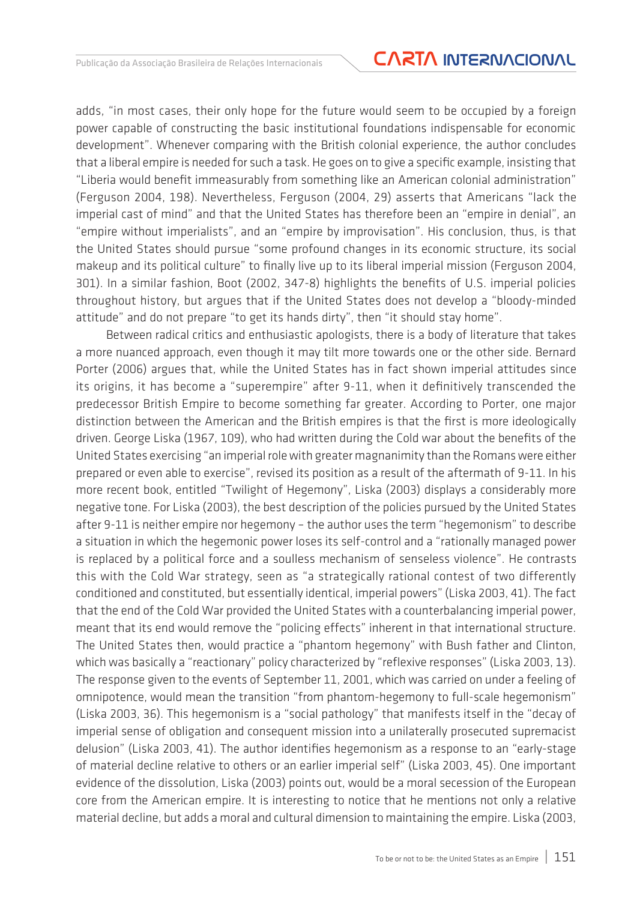adds, "in most cases, their only hope for the future would seem to be occupied by a foreign power capable of constructing the basic institutional foundations indispensable for economic development". Whenever comparing with the British colonial experience, the author concludes that a liberal empire is needed for such a task. He goes on to give a specific example, insisting that "Liberia would benefit immeasurably from something like an American colonial administration" (Ferguson 2004, 198). Nevertheless, Ferguson (2004, 29) asserts that Americans "lack the imperial cast of mind" and that the United States has therefore been an "empire in denial", an "empire without imperialists", and an "empire by improvisation". His conclusion, thus, is that the United States should pursue "some profound changes in its economic structure, its social makeup and its political culture" to finally live up to its liberal imperial mission (Ferguson 2004, 301). In a similar fashion, Boot (2002, 347-8) highlights the benefits of U.S. imperial policies throughout history, but argues that if the United States does not develop a "bloody-minded attitude" and do not prepare "to get its hands dirty", then "it should stay home".

Between radical critics and enthusiastic apologists, there is a body of literature that takes a more nuanced approach, even though it may tilt more towards one or the other side. Bernard Porter (2006) argues that, while the United States has in fact shown imperial attitudes since its origins, it has become a "superempire" after 9-11, when it definitively transcended the predecessor British Empire to become something far greater. According to Porter, one major distinction between the American and the British empires is that the first is more ideologically driven. George Liska (1967, 109), who had written during the Cold war about the benefits of the United States exercising "an imperial role with greater magnanimity than the Romans were either prepared or even able to exercise", revised its position as a result of the aftermath of 9-11. In his more recent book, entitled "Twilight of Hegemony", Liska (2003) displays a considerably more negative tone. For Liska (2003), the best description of the policies pursued by the United States after 9-11 is neither empire nor hegemony – the author uses the term "hegemonism" to describe a situation in which the hegemonic power loses its self-control and a "rationally managed power is replaced by a political force and a soulless mechanism of senseless violence". He contrasts this with the Cold War strategy, seen as "a strategically rational contest of two differently conditioned and constituted, but essentially identical, imperial powers" (Liska 2003, 41). The fact that the end of the Cold War provided the United States with a counterbalancing imperial power, meant that its end would remove the "policing effects" inherent in that international structure. The United States then, would practice a "phantom hegemony" with Bush father and Clinton, which was basically a "reactionary" policy characterized by "reflexive responses" (Liska 2003, 13). The response given to the events of September 11, 2001, which was carried on under a feeling of omnipotence, would mean the transition "from phantom-hegemony to full-scale hegemonism" (Liska 2003, 36). This hegemonism is a "social pathology" that manifests itself in the "decay of imperial sense of obligation and consequent mission into a unilaterally prosecuted supremacist delusion" (Liska 2003, 41). The author identifies hegemonism as a response to an "early-stage of material decline relative to others or an earlier imperial self" (Liska 2003, 45). One important evidence of the dissolution, Liska (2003) points out, would be a moral secession of the European core from the American empire. It is interesting to notice that he mentions not only a relative material decline, but adds a moral and cultural dimension to maintaining the empire. Liska (2003,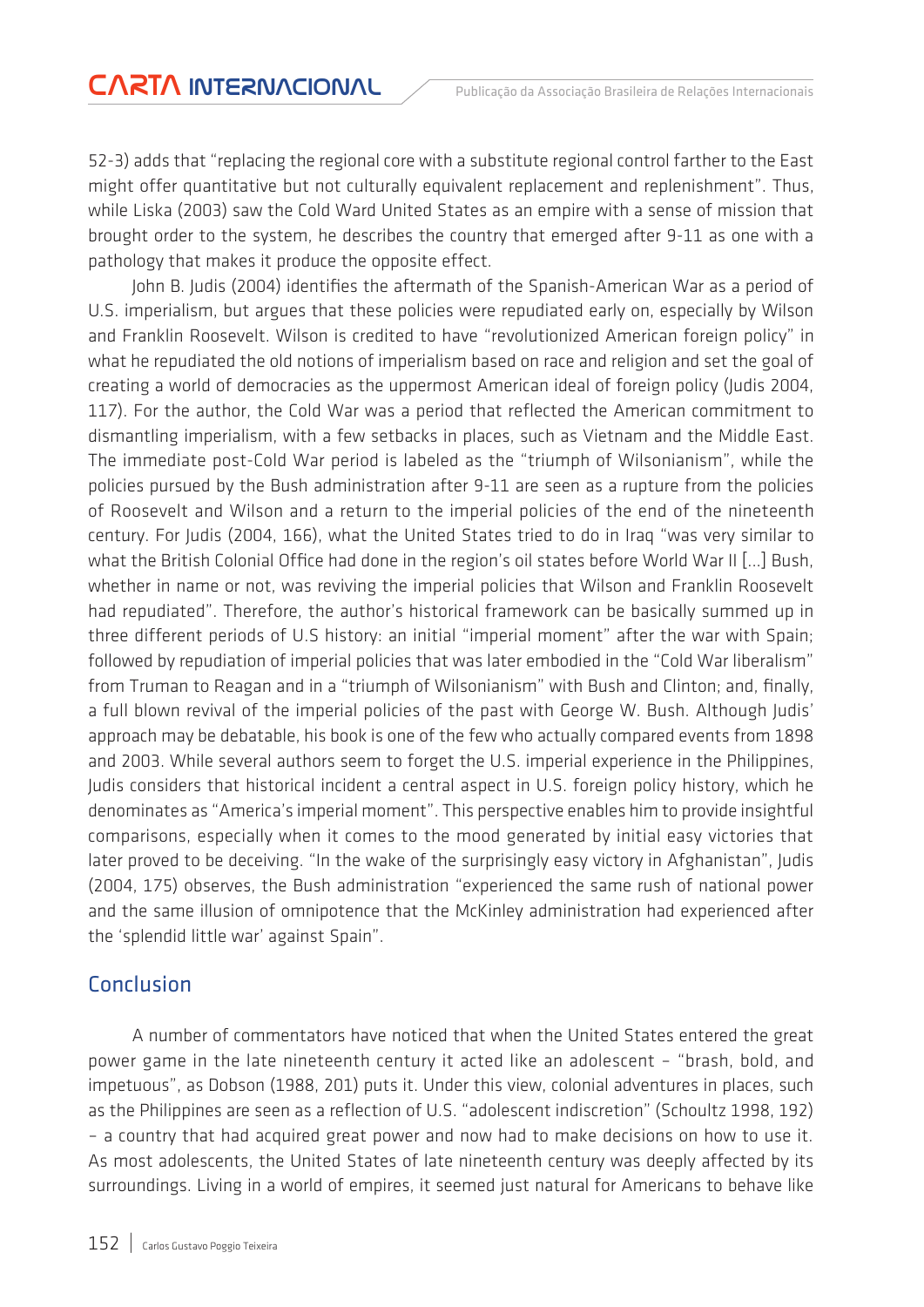52-3) adds that "replacing the regional core with a substitute regional control farther to the East might offer quantitative but not culturally equivalent replacement and replenishment". Thus, while Liska (2003) saw the Cold Ward United States as an empire with a sense of mission that brought order to the system, he describes the country that emerged after 9-11 as one with a pathology that makes it produce the opposite effect.

John B. Judis (2004) identifies the aftermath of the Spanish-American War as a period of U.S. imperialism, but argues that these policies were repudiated early on, especially by Wilson and Franklin Roosevelt. Wilson is credited to have "revolutionized American foreign policy" in what he repudiated the old notions of imperialism based on race and religion and set the goal of creating a world of democracies as the uppermost American ideal of foreign policy (Judis 2004, 117). For the author, the Cold War was a period that reflected the American commitment to dismantling imperialism, with a few setbacks in places, such as Vietnam and the Middle East. The immediate post-Cold War period is labeled as the "triumph of Wilsonianism", while the policies pursued by the Bush administration after 9-11 are seen as a rupture from the policies of Roosevelt and Wilson and a return to the imperial policies of the end of the nineteenth century. For Judis (2004, 166), what the United States tried to do in Iraq "was very similar to what the British Colonial Office had done in the region's oil states before World War II [...] Bush, whether in name or not, was reviving the imperial policies that Wilson and Franklin Roosevelt had repudiated". Therefore, the author's historical framework can be basically summed up in three different periods of U.S history: an initial "imperial moment" after the war with Spain; followed by repudiation of imperial policies that was later embodied in the "Cold War liberalism" from Truman to Reagan and in a "triumph of Wilsonianism" with Bush and Clinton; and, finally, a full blown revival of the imperial policies of the past with George W. Bush. Although Judis' approach may be debatable, his book is one of the few who actually compared events from 1898 and 2003. While several authors seem to forget the U.S. imperial experience in the Philippines, Judis considers that historical incident a central aspect in U.S. foreign policy history, which he denominates as "America's imperial moment". This perspective enables him to provide insightful comparisons, especially when it comes to the mood generated by initial easy victories that later proved to be deceiving. "In the wake of the surprisingly easy victory in Afghanistan", Judis (2004, 175) observes, the Bush administration "experienced the same rush of national power and the same illusion of omnipotence that the McKinley administration had experienced after the 'splendid little war' against Spain".

## Conclusion

A number of commentators have noticed that when the United States entered the great power game in the late nineteenth century it acted like an adolescent – "brash, bold, and impetuous", as Dobson (1988, 201) puts it. Under this view, colonial adventures in places, such as the Philippines are seen as a reflection of U.S. "adolescent indiscretion" (Schoultz 1998, 192) – a country that had acquired great power and now had to make decisions on how to use it. As most adolescents, the United States of late nineteenth century was deeply affected by its surroundings. Living in a world of empires, it seemed just natural for Americans to behave like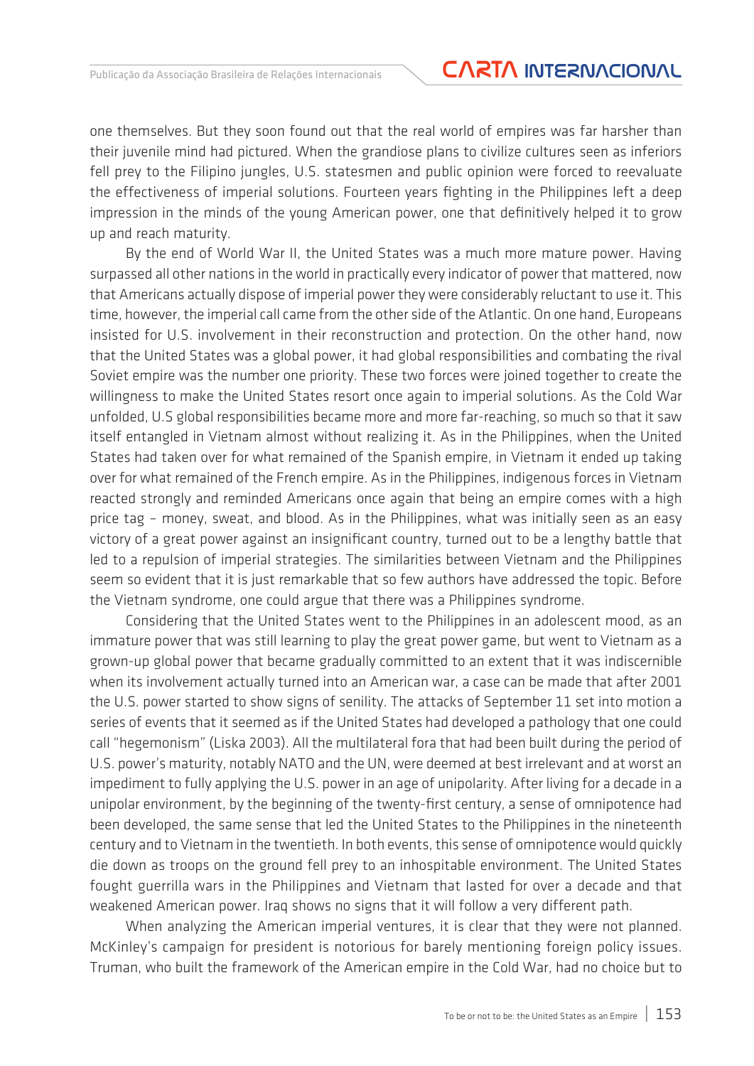one themselves. But they soon found out that the real world of empires was far harsher than their juvenile mind had pictured. When the grandiose plans to civilize cultures seen as inferiors fell prey to the Filipino jungles, U.S. statesmen and public opinion were forced to reevaluate the effectiveness of imperial solutions. Fourteen years fighting in the Philippines left a deep impression in the minds of the young American power, one that definitively helped it to grow up and reach maturity.

By the end of World War II, the United States was a much more mature power. Having surpassed all other nations in the world in practically every indicator of power that mattered, now that Americans actually dispose of imperial power they were considerably reluctant to use it. This time, however, the imperial call came from the other side of the Atlantic. On one hand, Europeans insisted for U.S. involvement in their reconstruction and protection. On the other hand, now that the United States was a global power, it had global responsibilities and combating the rival Soviet empire was the number one priority. These two forces were joined together to create the willingness to make the United States resort once again to imperial solutions. As the Cold War unfolded, U.S global responsibilities became more and more far-reaching, so much so that it saw itself entangled in Vietnam almost without realizing it. As in the Philippines, when the United States had taken over for what remained of the Spanish empire, in Vietnam it ended up taking over for what remained of the French empire. As in the Philippines, indigenous forces in Vietnam reacted strongly and reminded Americans once again that being an empire comes with a high price tag – money, sweat, and blood. As in the Philippines, what was initially seen as an easy victory of a great power against an insignificant country, turned out to be a lengthy battle that led to a repulsion of imperial strategies. The similarities between Vietnam and the Philippines seem so evident that it is just remarkable that so few authors have addressed the topic. Before the Vietnam syndrome, one could argue that there was a Philippines syndrome.

Considering that the United States went to the Philippines in an adolescent mood, as an immature power that was still learning to play the great power game, but went to Vietnam as a grown-up global power that became gradually committed to an extent that it was indiscernible when its involvement actually turned into an American war, a case can be made that after 2001 the U.S. power started to show signs of senility. The attacks of September 11 set into motion a series of events that it seemed as if the United States had developed a pathology that one could call "hegemonism" (Liska 2003). All the multilateral fora that had been built during the period of U.S. power's maturity, notably NATO and the UN, were deemed at best irrelevant and at worst an impediment to fully applying the U.S. power in an age of unipolarity. After living for a decade in a unipolar environment, by the beginning of the twenty-first century, a sense of omnipotence had been developed, the same sense that led the United States to the Philippines in the nineteenth century and to Vietnam in the twentieth. In both events, this sense of omnipotence would quickly die down as troops on the ground fell prey to an inhospitable environment. The United States fought guerrilla wars in the Philippines and Vietnam that lasted for over a decade and that weakened American power. Iraq shows no signs that it will follow a very different path.

When analyzing the American imperial ventures, it is clear that they were not planned. McKinley's campaign for president is notorious for barely mentioning foreign policy issues. Truman, who built the framework of the American empire in the Cold War, had no choice but to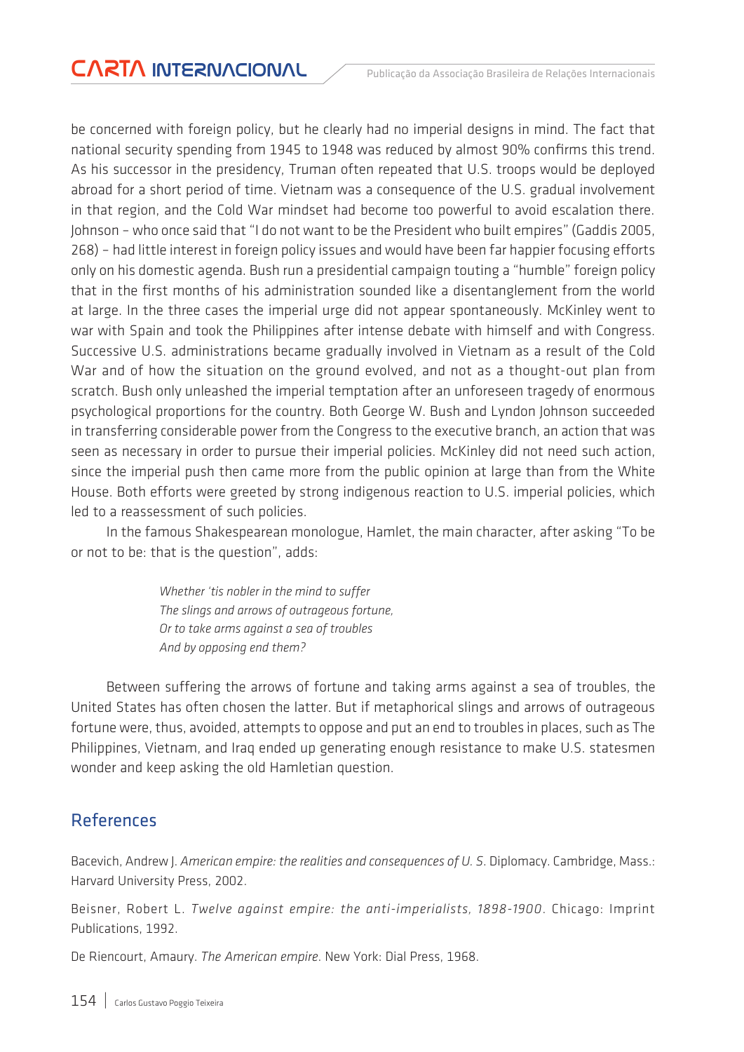be concerned with foreign policy, but he clearly had no imperial designs in mind. The fact that national security spending from 1945 to 1948 was reduced by almost 90% confirms this trend. As his successor in the presidency, Truman often repeated that U.S. troops would be deployed abroad for a short period of time. Vietnam was a consequence of the U.S. gradual involvement in that region, and the Cold War mindset had become too powerful to avoid escalation there. Johnson – who once said that "I do not want to be the President who built empires" (Gaddis 2005, 268) – had little interest in foreign policy issues and would have been far happier focusing efforts only on his domestic agenda. Bush run a presidential campaign touting a "humble" foreign policy that in the first months of his administration sounded like a disentanglement from the world at large. In the three cases the imperial urge did not appear spontaneously. McKinley went to war with Spain and took the Philippines after intense debate with himself and with Congress. Successive U.S. administrations became gradually involved in Vietnam as a result of the Cold War and of how the situation on the ground evolved, and not as a thought-out plan from scratch. Bush only unleashed the imperial temptation after an unforeseen tragedy of enormous psychological proportions for the country. Both George W. Bush and Lyndon Johnson succeeded in transferring considerable power from the Congress to the executive branch, an action that was seen as necessary in order to pursue their imperial policies. McKinley did not need such action, since the imperial push then came more from the public opinion at large than from the White House. Both efforts were greeted by strong indigenous reaction to U.S. imperial policies, which led to a reassessment of such policies.

In the famous Shakespearean monologue, Hamlet, the main character, after asking "To be or not to be: that is the question", adds:

> *Whether 'tis nobler in the mind to suffer*
> *The slings and arrows of outrageous fortune,*
> *Or to take arms against a sea of troubles*
> *And by opposing end them?*

Between suffering the arrows of fortune and taking arms against a sea of troubles, the United States has often chosen the latter. But if metaphorical slings and arrows of outrageous fortune were, thus, avoided, attempts to oppose and put an end to troubles in places, such as The Philippines, Vietnam, and Iraq ended up generating enough resistance to make U.S. statesmen wonder and keep asking the old Hamletian question.

## References

Bacevich, Andrew J. *American empire: the realities and consequences of U. S*. Diplomacy. Cambridge, Mass.: Harvard University Press, 2002.

Beisner, Robert L. *Twelve against empire: the anti-imperialists, 1898-1900*. Chicago: Imprint Publications, 1992.

De Riencourt, Amaury. *The American empire*. New York: Dial Press, 1968.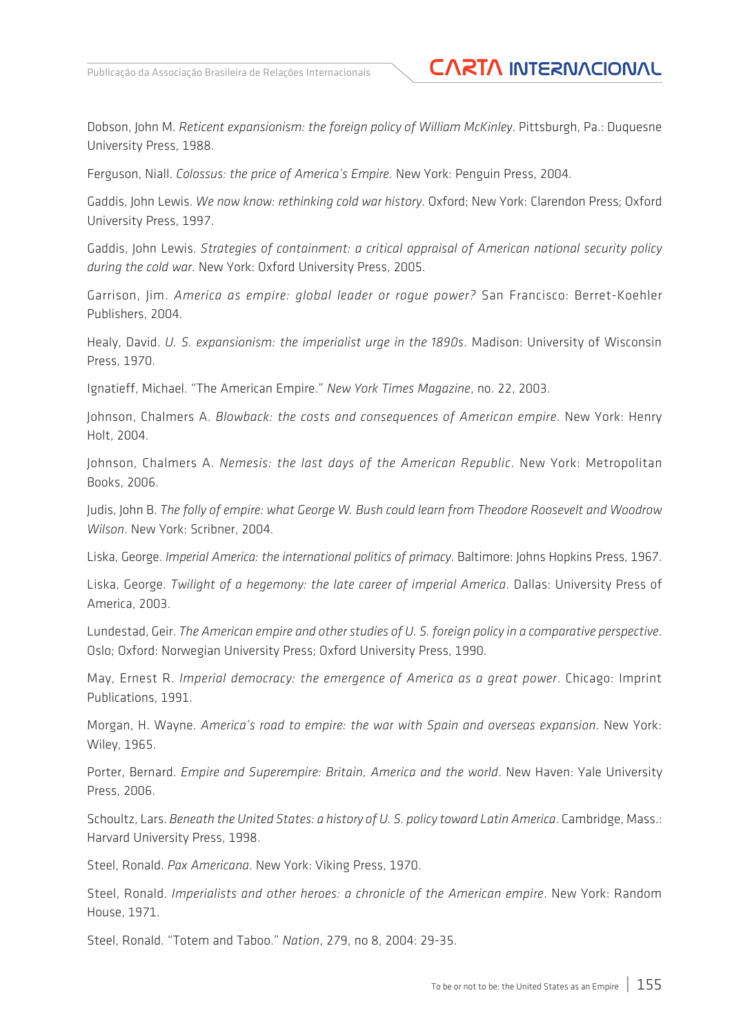Dobson, John M. *Reticent expansionism: the foreign policy of William McKinley*. Pittsburgh, Pa.: Duquesne University Press, 1988.

Ferguson, Niall. *Colossus: the price of America's Empire*. New York: Penguin Press, 2004.

Gaddis, John Lewis. *We now know: rethinking cold war history*. Oxford; New York: Clarendon Press; Oxford University Press, 1997.

Gaddis, John Lewis. *Strategies of containment: a critical appraisal of American national security policy during the cold war*. New York: Oxford University Press, 2005.

Garrison, Jim. *America as empire: global leader or rogue power?* San Francisco: Berret-Koehler Publishers, 2004.

Healy, David. *U. S. expansionism: the imperialist urge in the 1890s*. Madison: University of Wisconsin Press, 1970.

Ignatieff, Michael. "The American Empire." *New York Times Magazine*, no. 22, 2003.

Johnson, Chalmers A. *Blowback: the costs and consequences of American empire*. New York: Henry Holt, 2004.

Johnson, Chalmers A. *Nemesis: the last days of the American Republic*. New York: Metropolitan Books, 2006.

Judis, John B. *The folly of empire: what George W. Bush could learn from Theodore Roosevelt and Woodrow Wilson*. New York: Scribner, 2004.

Liska, George. *Imperial America: the international politics of primacy*. Baltimore: Johns Hopkins Press, 1967.

Liska, George. *Twilight of a hegemony: the late career of imperial America*. Dallas: University Press of America, 2003.

Lundestad, Geir. *The American empire and other studies of U. S. foreign policy in a comparative perspective*. Oslo; Oxford: Norwegian University Press; Oxford University Press, 1990.

May, Ernest R. *Imperial democracy: the emergence of America as a great power*. Chicago: Imprint Publications, 1991.

Morgan, H. Wayne. *America's road to empire: the war with Spain and overseas expansion*. New York: Wiley, 1965.

Porter, Bernard. *Empire and Superempire: Britain, America and the world*. New Haven: Yale University Press, 2006.

Schoultz, Lars. *Beneath the United States: a history of U. S. policy toward Latin America*. Cambridge, Mass.: Harvard University Press, 1998.

Steel, Ronald. *Pax Americana*. New York: Viking Press, 1970.

Steel, Ronald. *Imperialists and other heroes: a chronicle of the American empire*. New York: Random House, 1971.

Steel, Ronald. "Totem and Taboo." *Nation*, 279, no 8, 2004: 29-35.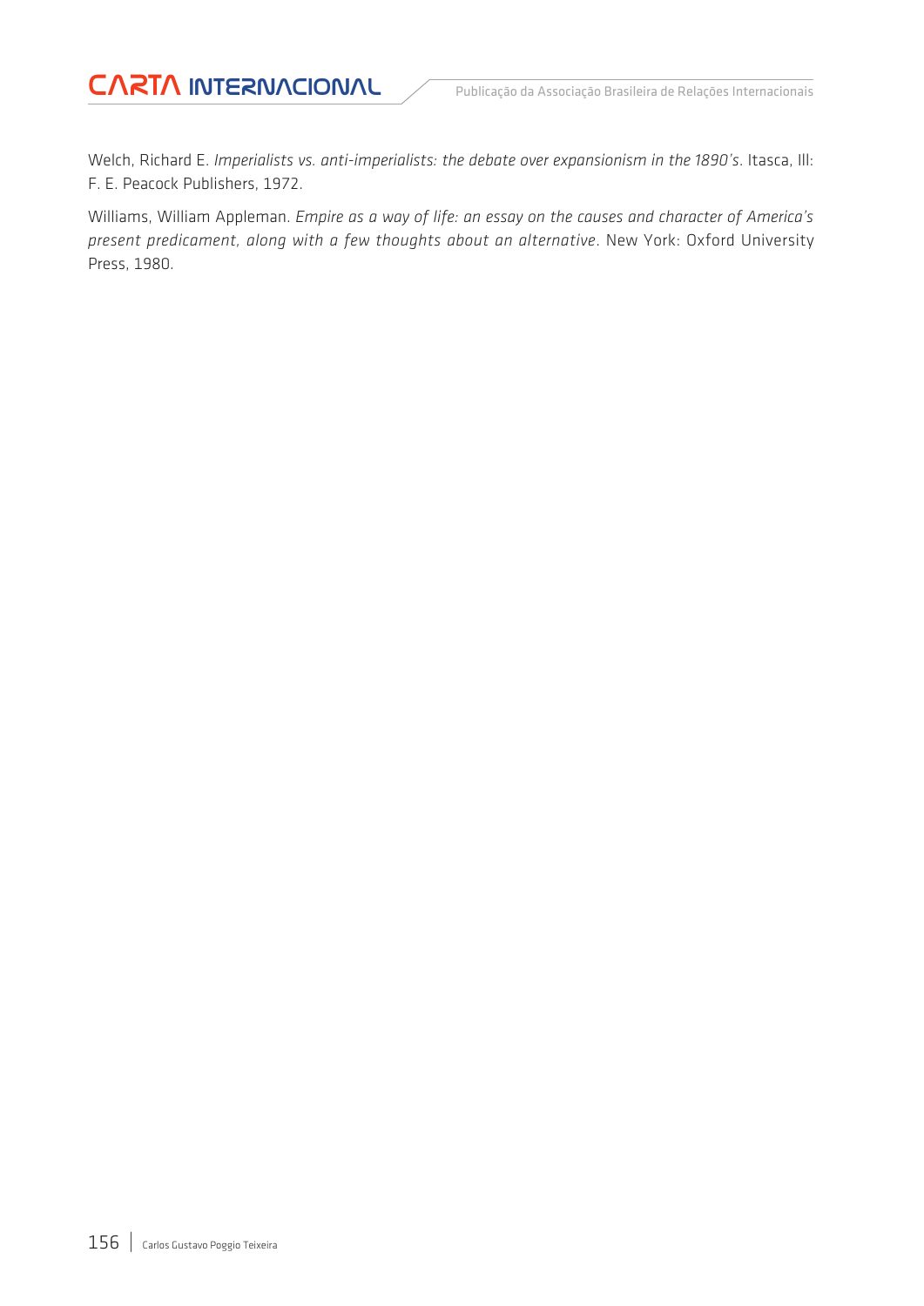Welch, Richard E. *Imperialists vs. anti-imperialists: the debate over expansionism in the 1890's*. Itasca, Ill: F. E. Peacock Publishers, 1972.

Williams, William Appleman. *Empire as a way of life: an essay on the causes and character of America's present predicament, along with a few thoughts about an alternative*. New York: Oxford University Press, 1980.